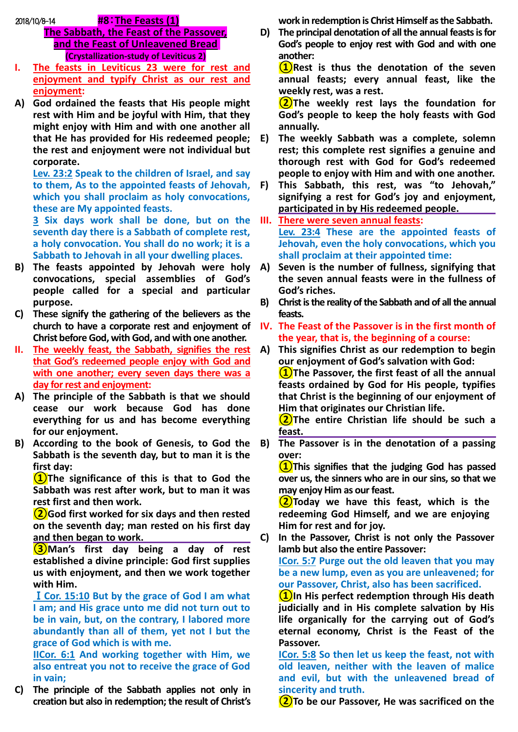2018/10/8-14

# #8：The Feasts (1)
## The Sabbath, the Feast of the Passover, and the Feast of Unleavened Bread
### (Crystallization-study of Leviticus 2)

**I. The feasts in Leviticus 23 were for rest and enjoyment and typify Christ as our rest and enjoyment:**

**A) God ordained the feasts that His people might rest with Him and be joyful with Him, that they might enjoy with Him and with one another all that He has provided for His redeemed people; the rest and enjoyment were not individual but corporate.**

Lev. 23:2 Speak to the children of Israel, and say to them, As to the appointed feasts of Jehovah, which you shall proclaim as holy convocations, these are My appointed feasts.

3 Six days work shall be done, but on the seventh day there is a Sabbath of complete rest, a holy convocation. You shall do no work; it is a Sabbath to Jehovah in all your dwelling places.

**B) The feasts appointed by Jehovah were holy convocations, special assemblies of God's people called for a special and particular purpose.**

**C) These signify the gathering of the believers as the church to have a corporate rest and enjoyment of Christ before God, with God, and with one another.**

**II. The weekly feast, the Sabbath, signifies the rest that God's redeemed people enjoy with God and with one another; every seven days there was a day for rest and enjoyment:**

**A) The principle of the Sabbath is that we should cease our work because God has done everything for us and has become everything for our enjoyment.**

**B) According to the book of Genesis, to God the Sabbath is the seventh day, but to man it is the first day:**

①The significance of this is that to God the Sabbath was rest after work, but to man it was rest first and then work.

②God first worked for six days and then rested on the seventh day; man rested on his first day and then began to work.

③Man's first day being a day of rest established a divine principle: God first supplies us with enjoyment, and then we work together with Him.

Ⅰ Cor. 15:10 But by the grace of God I am what I am; and His grace unto me did not turn out to be in vain, but, on the contrary, I labored more abundantly than all of them, yet not I but the grace of God which is with me.

IICor. 6:1 And working together with Him, we also entreat you not to receive the grace of God in vain;

**C) The principle of the Sabbath applies not only in creation but also in redemption; the result of Christ's work in redemption is Christ Himself as the Sabbath.**

**D) The principal denotation of all the annual feasts is for God's people to enjoy rest with God and with one another:**

①Rest is thus the denotation of the seven annual feasts; every annual feast, like the weekly rest, was a rest.

②The weekly rest lays the foundation for God's people to keep the holy feasts with God annually.

**E) The weekly Sabbath was a complete, solemn rest; this complete rest signifies a genuine and thorough rest with God for God's redeemed people to enjoy with Him and with one another.**

**F) This Sabbath, this rest, was "to Jehovah," signifying a rest for God's joy and enjoyment, participated in by His redeemed people.**

**III. There were seven annual feasts:**

Lev. 23:4 These are the appointed feasts of Jehovah, even the holy convocations, which you shall proclaim at their appointed time:

**A) Seven is the number of fullness, signifying that the seven annual feasts were in the fullness of God's riches.**

**B) Christ is the reality of the Sabbath and of all the annual feasts.**

**IV. The Feast of the Passover is in the first month of the year, that is, the beginning of a course:**

**A) This signifies Christ as our redemption to begin our enjoyment of God's salvation with God:**

①The Passover, the first feast of all the annual feasts ordained by God for His people, typifies that Christ is the beginning of our enjoyment of Him that originates our Christian life.

②The entire Christian life should be such a feast.

**B) The Passover is in the denotation of a passing over:**

①This signifies that the judging God has passed over us, the sinners who are in our sins, so that we may enjoy Him as our feast.

②Today we have this feast, which is the redeeming God Himself, and we are enjoying Him for rest and for joy.

**C) In the Passover, Christ is not only the Passover lamb but also the entire Passover:**

ICor. 5:7 Purge out the old leaven that you may be a new lump, even as you are unleavened; for our Passover, Christ, also has been sacrificed.

①In His perfect redemption through His death judicially and in His complete salvation by His life organically for the carrying out of God's eternal economy, Christ is the Feast of the Passover.

ICor. 5:8 So then let us keep the feast, not with old leaven, neither with the leaven of malice and evil, but with the unleavened bread of sincerity and truth.

②To be our Passover, He was sacrificed on the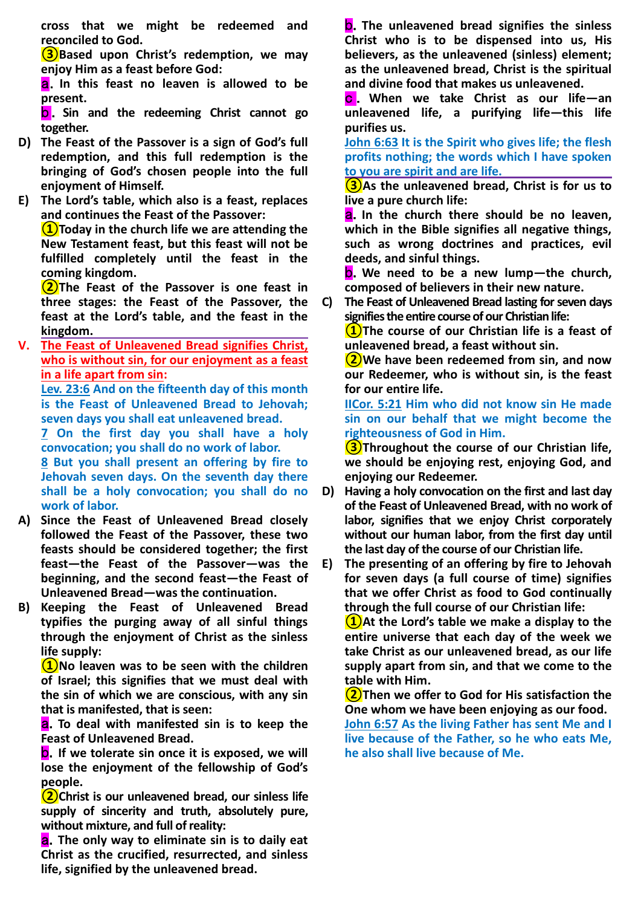**cross that we might be redeemed and reconciled to God.**

**③Based upon Christ's redemption, we may enjoy Him as a feast before God:**

**a. In this feast no leaven is allowed to be present.**

**b. Sin and the redeeming Christ cannot go together.**

**D) The Feast of the Passover is a sign of God's full redemption, and this full redemption is the bringing of God's chosen people into the full enjoyment of Himself.**

**E) The Lord's table, which also is a feast, replaces and continues the Feast of the Passover:**

**①Today in the church life we are attending the New Testament feast, but this feast will not be fulfilled completely until the feast in the coming kingdom.**

**②The Feast of the Passover is one feast in three stages: the Feast of the Passover, the feast at the Lord's table, and the feast in the kingdom.**

## V. The Feast of Unleavened Bread signifies Christ, who is without sin, for our enjoyment as a feast in a life apart from sin:

**Lev. 23:6 And on the fifteenth day of this month is the Feast of Unleavened Bread to Jehovah; seven days you shall eat unleavened bread.**

**7 On the first day you shall have a holy convocation; you shall do no work of labor.**

**8 But you shall present an offering by fire to Jehovah seven days. On the seventh day there shall be a holy convocation; you shall do no work of labor.**

**A) Since the Feast of Unleavened Bread closely followed the Feast of the Passover, these two feasts should be considered together; the first feast—the Feast of the Passover—was the beginning, and the second feast—the Feast of Unleavened Bread—was the continuation.**

**B) Keeping the Feast of Unleavened Bread typifies the purging away of all sinful things through the enjoyment of Christ as the sinless life supply:**

**①No leaven was to be seen with the children of Israel; this signifies that we must deal with the sin of which we are conscious, with any sin that is manifested, that is seen:**

**a. To deal with manifested sin is to keep the Feast of Unleavened Bread.**

**b. If we tolerate sin once it is exposed, we will lose the enjoyment of the fellowship of God's people.**

**②Christ is our unleavened bread, our sinless life supply of sincerity and truth, absolutely pure, without mixture, and full of reality:**

**a. The only way to eliminate sin is to daily eat Christ as the crucified, resurrected, and sinless life, signified by the unleavened bread.**

**b. The unleavened bread signifies the sinless Christ who is to be dispensed into us, His believers, as the unleavened (sinless) element; as the unleavened bread, Christ is the spiritual and divine food that makes us unleavened.**

**c. When we take Christ as our life—an unleavened life, a purifying life—this life purifies us.**

**John 6:63 It is the Spirit who gives life; the flesh profits nothing; the words which I have spoken to you are spirit and are life.**

**③As the unleavened bread, Christ is for us to live a pure church life:**

**a. In the church there should be no leaven, which in the Bible signifies all negative things, such as wrong doctrines and practices, evil deeds, and sinful things.**

**b. We need to be a new lump—the church, composed of believers in their new nature.**

**C) The Feast of Unleavened Bread lasting for seven days signifies the entire course of our Christian life:**

**①The course of our Christian life is a feast of unleavened bread, a feast without sin.**

**②We have been redeemed from sin, and now our Redeemer, who is without sin, is the feast for our entire life.**

**IICor. 5:21 Him who did not know sin He made sin on our behalf that we might become the righteousness of God in Him.**

**③Throughout the course of our Christian life, we should be enjoying rest, enjoying God, and enjoying our Redeemer.**

**D) Having a holy convocation on the first and last day of the Feast of Unleavened Bread, with no work of labor, signifies that we enjoy Christ corporately without our human labor, from the first day until the last day of the course of our Christian life.**

**E) The presenting of an offering by fire to Jehovah for seven days (a full course of time) signifies that we offer Christ as food to God continually through the full course of our Christian life:**

**①At the Lord's table we make a display to the entire universe that each day of the week we take Christ as our unleavened bread, as our life supply apart from sin, and that we come to the table with Him.**

**②Then we offer to God for His satisfaction the One whom we have been enjoying as our food.**

**John 6:57 As the living Father has sent Me and I live because of the Father, so he who eats Me, he also shall live because of Me.**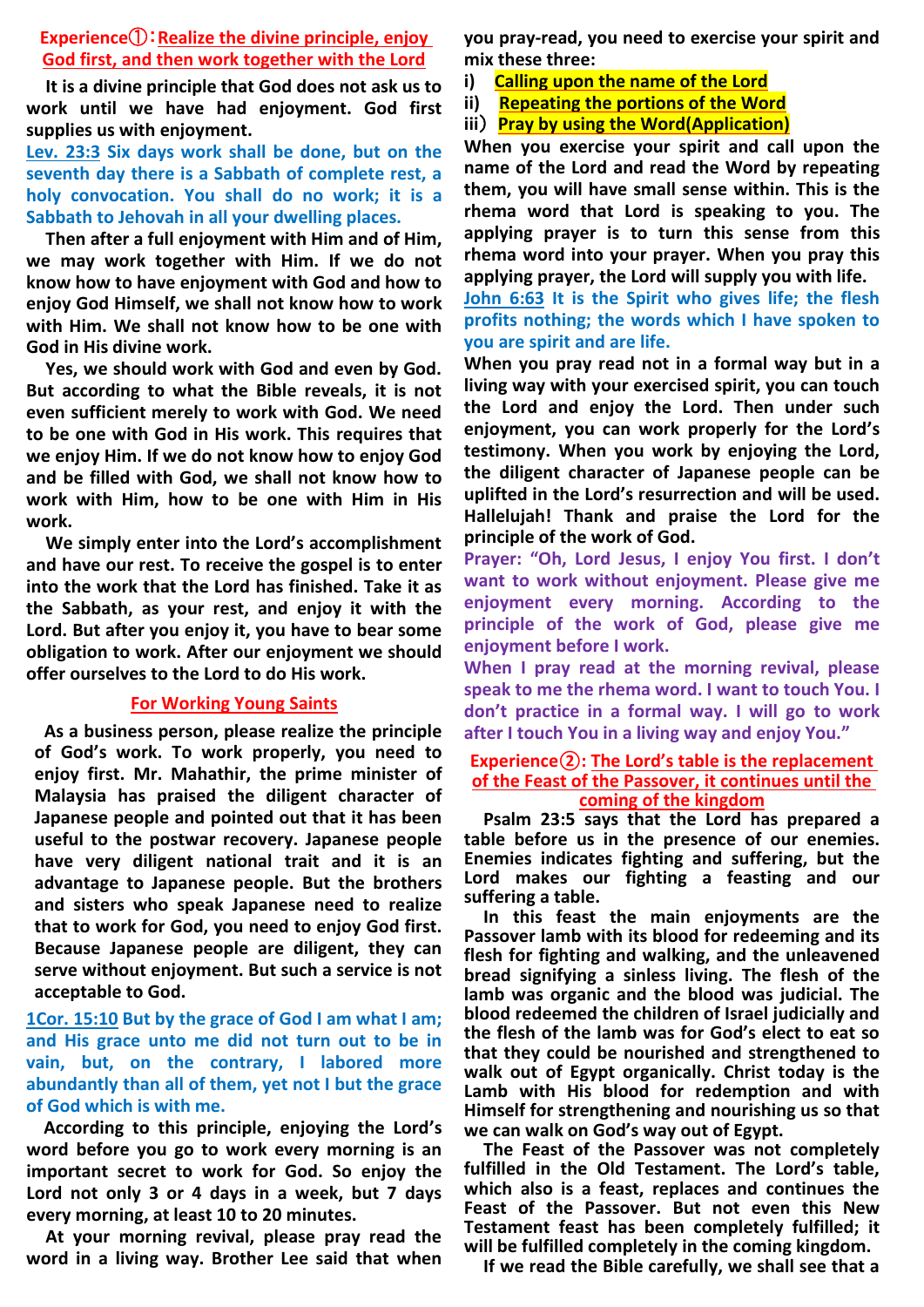## Experience①：Realize the divine principle, enjoy God first, and then work together with the Lord

It is a divine principle that God does not ask us to work until we have had enjoyment. God first supplies us with enjoyment.

**Lev. 23:3 Six days work shall be done, but on the seventh day there is a Sabbath of complete rest, a holy convocation. You shall do no work; it is a Sabbath to Jehovah in all your dwelling places.**

Then after a full enjoyment with Him and of Him, we may work together with Him. If we do not know how to have enjoyment with God and how to enjoy God Himself, we shall not know how to work with Him. We shall not know how to be one with God in His divine work.

Yes, we should work with God and even by God. But according to what the Bible reveals, it is not even sufficient merely to work with God. We need to be one with God in His work. This requires that we enjoy Him. If we do not know how to enjoy God and be filled with God, we shall not know how to work with Him, how to be one with Him in His work.

We simply enter into the Lord's accomplishment and have our rest. To receive the gospel is to enter into the work that the Lord has finished. Take it as the Sabbath, as your rest, and enjoy it with the Lord. But after you enjoy it, you have to bear some obligation to work. After our enjoyment we should offer ourselves to the Lord to do His work.

### For Working Young Saints

As a business person, please realize the principle of God's work. To work properly, you need to enjoy first. Mr. Mahathir, the prime minister of Malaysia has praised the diligent character of Japanese people and pointed out that it has been useful to the postwar recovery. Japanese people have very diligent national trait and it is an advantage to Japanese people. But the brothers and sisters who speak Japanese need to realize that to work for God, you need to enjoy God first. Because Japanese people are diligent, they can serve without enjoyment. But such a service is not acceptable to God.

**1Cor. 15:10 But by the grace of God I am what I am; and His grace unto me did not turn out to be in vain, but, on the contrary, I labored more abundantly than all of them, yet not I but the grace of God which is with me.**

According to this principle, enjoying the Lord's word before you go to work every morning is an important secret to work for God. So enjoy the Lord not only 3 or 4 days in a week, but 7 days every morning, at least 10 to 20 minutes.

At your morning revival, please pray read the word in a living way. Brother Lee said that when you pray-read, you need to exercise your spirit and mix these three:

i) Calling upon the name of the Lord
ii) Repeating the portions of the Word
iii) Pray by using the Word(Application)

When you exercise your spirit and call upon the name of the Lord and read the Word by repeating them, you will have small sense within. This is the rhema word that Lord is speaking to you. The applying prayer is to turn this sense from this rhema word into your prayer. When you pray this applying prayer, the Lord will supply you with life.

**John 6:63 It is the Spirit who gives life; the flesh profits nothing; the words which I have spoken to you are spirit and are life.**

When you pray read not in a formal way but in a living way with your exercised spirit, you can touch the Lord and enjoy the Lord. Then under such enjoyment, you can work properly for the Lord's testimony. When you work by enjoying the Lord, the diligent character of Japanese people can be uplifted in the Lord's resurrection and will be used. Hallelujah! Thank and praise the Lord for the principle of the work of God.

**Prayer: "Oh, Lord Jesus, I enjoy You first. I don't want to work without enjoyment. Please give me enjoyment every morning. According to the principle of the work of God, please give me enjoyment before I work.**

**When I pray read at the morning revival, please speak to me the rhema word. I want to touch You. I don't practice in a formal way. I will go to work after I touch You in a living way and enjoy You."**

## Experience②: The Lord's table is the replacement of the Feast of the Passover, it continues until the coming of the kingdom

Psalm 23:5 says that the Lord has prepared a table before us in the presence of our enemies. Enemies indicates fighting and suffering, but the Lord makes our fighting a feasting and our suffering a table.

In this feast the main enjoyments are the Passover lamb with its blood for redeeming and its flesh for fighting and walking, and the unleavened bread signifying a sinless living. The flesh of the lamb was organic and the blood was judicial. The blood redeemed the children of Israel judicially and the flesh of the lamb was for God's elect to eat so that they could be nourished and strengthened to walk out of Egypt organically. Christ today is the Lamb with His blood for redemption and with Himself for strengthening and nourishing us so that we can walk on God's way out of Egypt.

The Feast of the Passover was not completely fulfilled in the Old Testament. The Lord's table, which also is a feast, replaces and continues the Feast of the Passover. But not even this New Testament feast has been completely fulfilled; it will be fulfilled completely in the coming kingdom.

If we read the Bible carefully, we shall see that a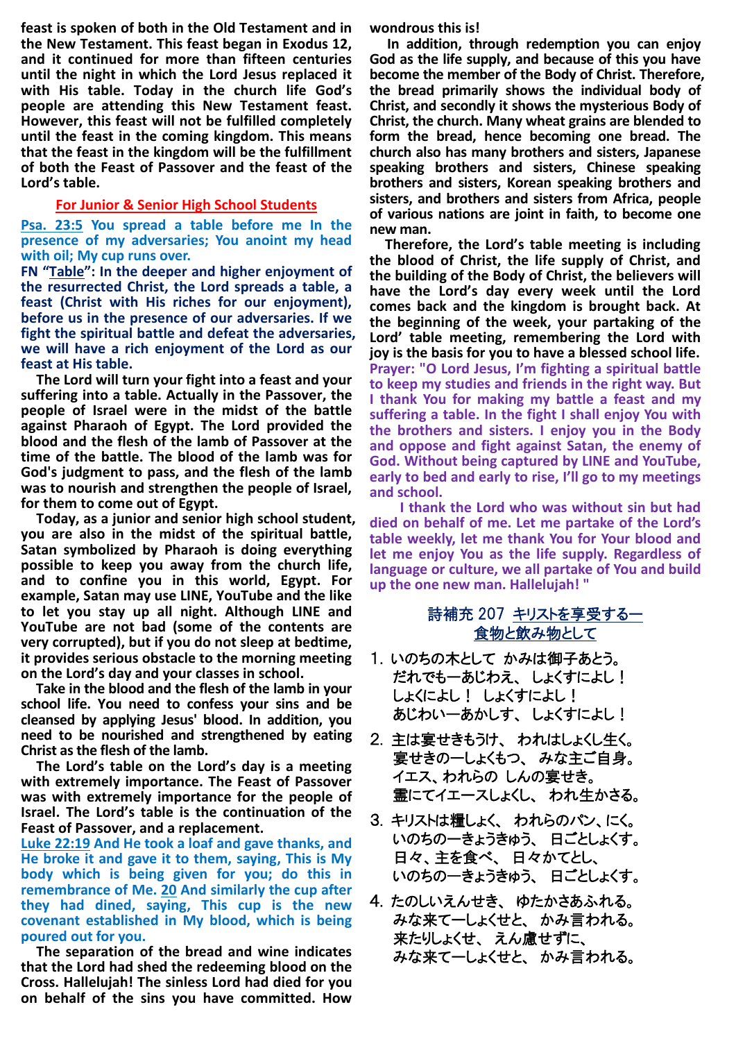feast is spoken of both in the Old Testament and in the New Testament. This feast began in Exodus 12, and it continued for more than fifteen centuries until the night in which the Lord Jesus replaced it with His table. Today in the church life God's people are attending this New Testament feast. However, this feast will not be fulfilled completely until the feast in the coming kingdom. This means that the feast in the kingdom will be the fulfillment of both the Feast of Passover and the feast of the Lord's table.

## For Junior & Senior High School Students

**Psa. 23:5 You spread a table before me In the presence of my adversaries; You anoint my head with oil; My cup runs over.**

**FN "Table": In the deeper and higher enjoyment of the resurrected Christ, the Lord spreads a table, a feast (Christ with His riches for our enjoyment), before us in the presence of our adversaries. If we fight the spiritual battle and defeat the adversaries, we will have a rich enjoyment of the Lord as our feast at His table.**

The Lord will turn your fight into a feast and your suffering into a table. Actually in the Passover, the people of Israel were in the midst of the battle against Pharaoh of Egypt. The Lord provided the blood and the flesh of the lamb of Passover at the time of the battle. The blood of the lamb was for God's judgment to pass, and the flesh of the lamb was to nourish and strengthen the people of Israel, for them to come out of Egypt.

Today, as a junior and senior high school student, you are also in the midst of the spiritual battle, Satan symbolized by Pharaoh is doing everything possible to keep you away from the church life, and to confine you in this world, Egypt. For example, Satan may use LINE, YouTube and the like to let you stay up all night. Although LINE and YouTube are not bad (some of the contents are very corrupted), but if you do not sleep at bedtime, it provides serious obstacle to the morning meeting on the Lord's day and your classes in school.

Take in the blood and the flesh of the lamb in your school life. You need to confess your sins and be cleansed by applying Jesus' blood. In addition, you need to be nourished and strengthened by eating Christ as the flesh of the lamb.

The Lord's table on the Lord's day is a meeting with extremely importance. The Feast of Passover was with extremely importance for the people of Israel. The Lord's table is the continuation of the Feast of Passover, and a replacement.

**Luke 22:19 And He took a loaf and gave thanks, and He broke it and gave it to them, saying, This is My body which is being given for you; do this in remembrance of Me. 20 And similarly the cup after they had dined, saying, This cup is the new covenant established in My blood, which is being poured out for you.**

The separation of the bread and wine indicates that the Lord had shed the redeeming blood on the Cross. Hallelujah! The sinless Lord had died for you on behalf of the sins you have committed. How wondrous this is!

In addition, through redemption you can enjoy God as the life supply, and because of this you have become the member of the Body of Christ. Therefore, the bread primarily shows the individual body of Christ, and secondly it shows the mysterious Body of Christ, the church. Many wheat grains are blended to form the bread, hence becoming one bread. The church also has many brothers and sisters, Japanese speaking brothers and sisters, Chinese speaking brothers and sisters, Korean speaking brothers and sisters, and brothers and sisters from Africa, people of various nations are joint in faith, to become one new man.

Therefore, the Lord's table meeting is including the blood of Christ, the life supply of Christ, and the building of the Body of Christ, the believers will have the Lord's day every week until the Lord comes back and the kingdom is brought back. At the beginning of the week, your partaking of the Lord' table meeting, remembering the Lord with joy is the basis for you to have a blessed school life.

**Prayer: "O Lord Jesus, I'm fighting a spiritual battle to keep my studies and friends in the right way. But I thank You for making my battle a feast and my suffering a table. In the fight I shall enjoy You with the brothers and sisters. I enjoy you in the Body and oppose and fight against Satan, the enemy of God. Without being captured by LINE and YouTube, early to bed and early to rise, I'll go to my meetings and school.**

**I thank the Lord who was without sin but had died on behalf of me. Let me partake of the Lord's table weekly, let me thank You for Your blood and let me enjoy You as the life supply. Regardless of language or culture, we all partake of You and build up the one new man. Hallelujah! "**

## 詩補充 207 キリストを享受する—食物と飲み物として

1. いのちの木として　かみは御子あとう。
   だれでも—あじわえ、しょくすによし！
   しょくによし！　しょくすによし！
   あじわい—あかしす、しょくすによし！

2. 主は宴せきもうけ、　われはしょくし生く。
   宴せきの—しょくもつ、　みな主ご自身。
   イエス、われらの　しんの宴せき。
   霊にてイエースしょくし、　われ生かさる。

3. キリストは糧しょく、　われらのパン、にく。
   いのちの—きょうきゅう、　日ごとしょくす。
   日々、主を食べ、　日々かてとし、
   いのちの—きょうきゅう、　日ごとしょくす。

4. たのしいえんせき、　ゆたかさあふれる。
   みな来て—しょくせと、　かみ言われる。
   来たりしょくせ、　えん慮せずに、
   みな来て—しょくせと、　かみ言われる。